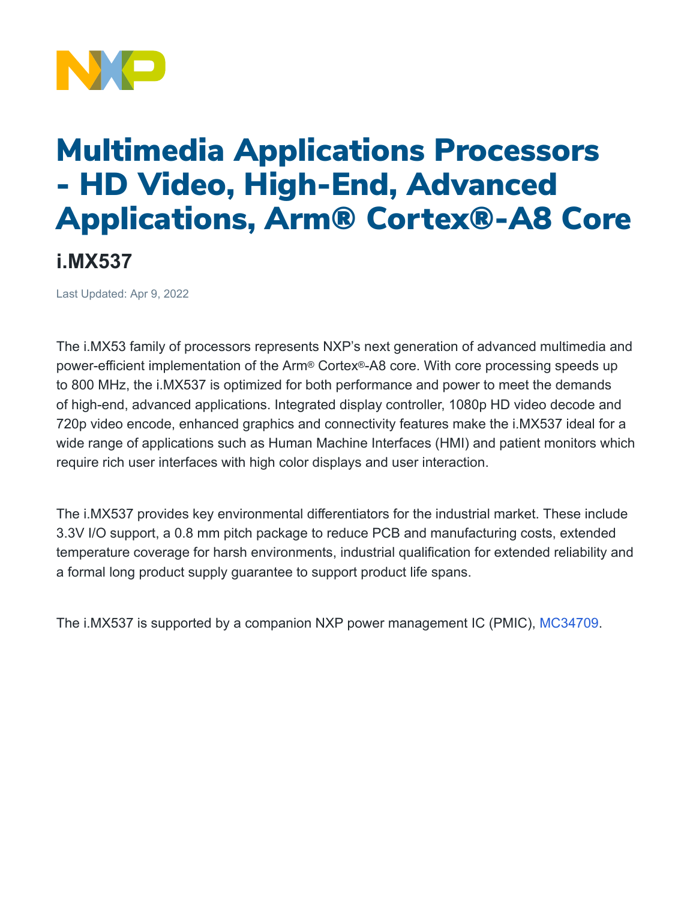# Multimedia Applications Processors - HD Video, High-End, Advanced Applications, Arm® Cortex®-A8 Core

## i.MX537

Last Updated: Apr 9, 2022

The i.MX53 family of processors represents NXP's next generation of advanced multimedia and power-efficient implementation of the Arm® Cortex®-A8 core. With core processing speeds up to 800 MHz, the i.MX537 is optimized for both performance and power to meet the demands of high-end, advanced applications. Integrated display controller, 1080p HD video decode and 720p video encode, enhanced graphics and connectivity features make the i.MX537 ideal for a wide range of applications such as Human Machine Interfaces (HMI) and patient monitors which require rich user interfaces with high color displays and user interaction.

The i.MX537 provides key environmental differentiators for the industrial market. These include 3.3V I/O support, a 0.8 mm pitch package to reduce PCB and manufacturing costs, extended temperature coverage for harsh environments, industrial qualification for extended reliability and a formal long product supply guarantee to support product life spans.

The i.MX537 is supported by a companion NXP power management IC (PMIC), MC34709.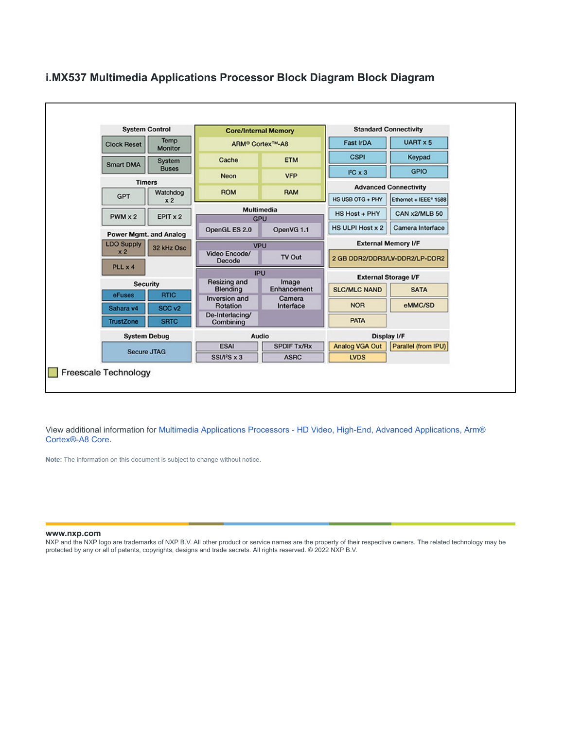## i.MX537 Multimedia Applications Processor Block Diagram Block Diagram

System Control
Clock Reset
Temp Monitor
Smart DMA
System Buses

Timers
GPT
Watchdog x 2
PWM x 2
EPIT x 2

Power Mgmt. and Analog
LDO Supply x 2
32 kHz Osc
PLL x 4

Security
eFuses
RTIC
Sahara v4
SCC v2
TrustZone
SRTC

System Debug
Secure JTAG

Core/Internal Memory
ARM® Cortex™-A8
Cache
ETM
Neon
VFP
ROM
RAM

Multimedia
GPU
OpenGL ES 2.0
OpenVG 1.1
VPU
Video Encode/ Decode
TV Out
IPU
Resizing and Blending
Image Enhancement
Inversion and Rotation
Camera Interface
De-Interlacing/ Combining

Audio
ESAI
SPDIF Tx/Rx
SSI/I²S x 3
ASRC

Standard Connectivity
Fast IrDA
UART x 5
CSPI
Keypad
I²C x 3
GPIO

Advanced Connectivity
HS USB OTG + PHY
Ethernet + IEEE® 1588
HS Host + PHY
CAN x2/MLB 50
HS ULPI Host x 2
Camera Interface

External Memory I/F
2 GB DDR2/DDR3/LV-DDR2/LP-DDR2

External Storage I/F
SLC/MLC NAND
SATA
NOR
eMMC/SD
PATA

Display I/F
Analog VGA Out
Parallel (from IPU)
LVDS

Freescale Technology

View additional information for Multimedia Applications Processors - HD Video, High-End, Advanced Applications, Arm® Cortex®-A8 Core.

**Note:** The information on this document is subject to change without notice.

**www.nxp.com**
NXP and the NXP logo are trademarks of NXP B.V. All other product or service names are the property of their respective owners. The related technology may be protected by any or all of patents, copyrights, designs and trade secrets. All rights reserved. © 2022 NXP B.V.